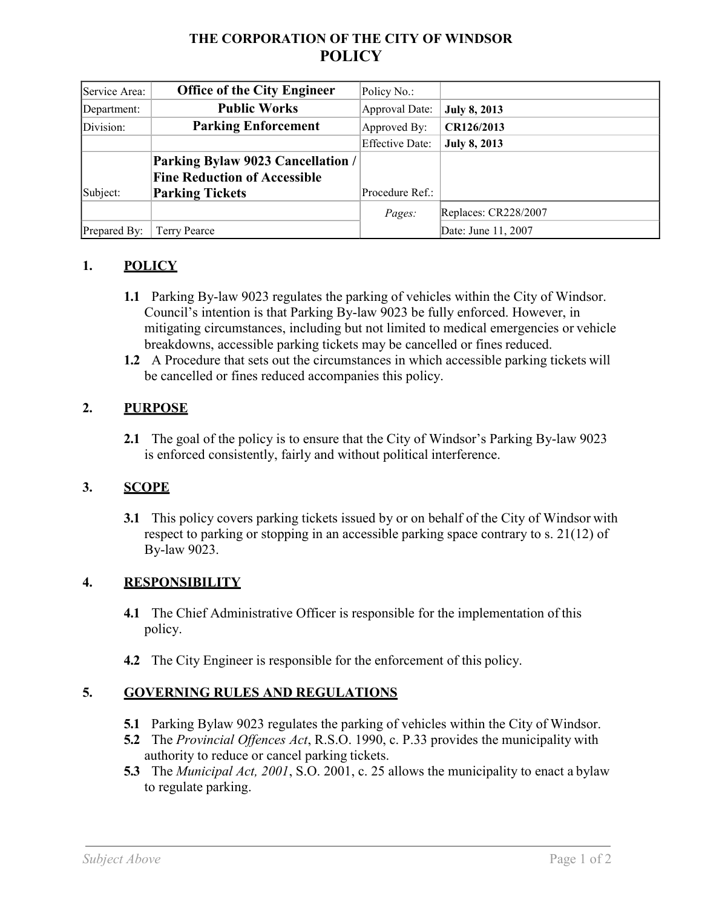# THE CORPORATION OF THE CITY OF WINDSOR

# POLICY

| Service Area: | **Office of the City Engineer** | Policy No.: | |
|---|---|---|---|
| Department: | **Public Works** | Approval Date: | **July 8, 2013** |
| Division: | **Parking Enforcement** | Approved By: | **CR126/2013** |
| | | Effective Date: | **July 8, 2013** |
| Subject: | **Parking Bylaw 9023 Cancellation / Fine Reduction of Accessible Parking Tickets** | Procedure Ref.: | |
| | | *Pages:* | Replaces: CR228/2007 |
| Prepared By: | Terry Pearce | | Date: June 11, 2007 |

## 1. POLICY

**1.1** Parking By-law 9023 regulates the parking of vehicles within the City of Windsor. Council's intention is that Parking By-law 9023 be fully enforced. However, in mitigating circumstances, including but not limited to medical emergencies or vehicle breakdowns, accessible parking tickets may be cancelled or fines reduced.

**1.2** A Procedure that sets out the circumstances in which accessible parking tickets will be cancelled or fines reduced accompanies this policy.

## 2. PURPOSE

**2.1** The goal of the policy is to ensure that the City of Windsor's Parking By-law 9023 is enforced consistently, fairly and without political interference.

## 3. SCOPE

**3.1** This policy covers parking tickets issued by or on behalf of the City of Windsor with respect to parking or stopping in an accessible parking space contrary to s. 21(12) of By-law 9023.

## 4. RESPONSIBILITY

**4.1** The Chief Administrative Officer is responsible for the implementation of this policy.

**4.2** The City Engineer is responsible for the enforcement of this policy.

## 5. GOVERNING RULES AND REGULATIONS

**5.1** Parking Bylaw 9023 regulates the parking of vehicles within the City of Windsor.

**5.2** The *Provincial Offences Act*, R.S.O. 1990, c. P.33 provides the municipality with authority to reduce or cancel parking tickets.

**5.3** The *Municipal Act, 2001*, S.O. 2001, c. 25 allows the municipality to enact a bylaw to regulate parking.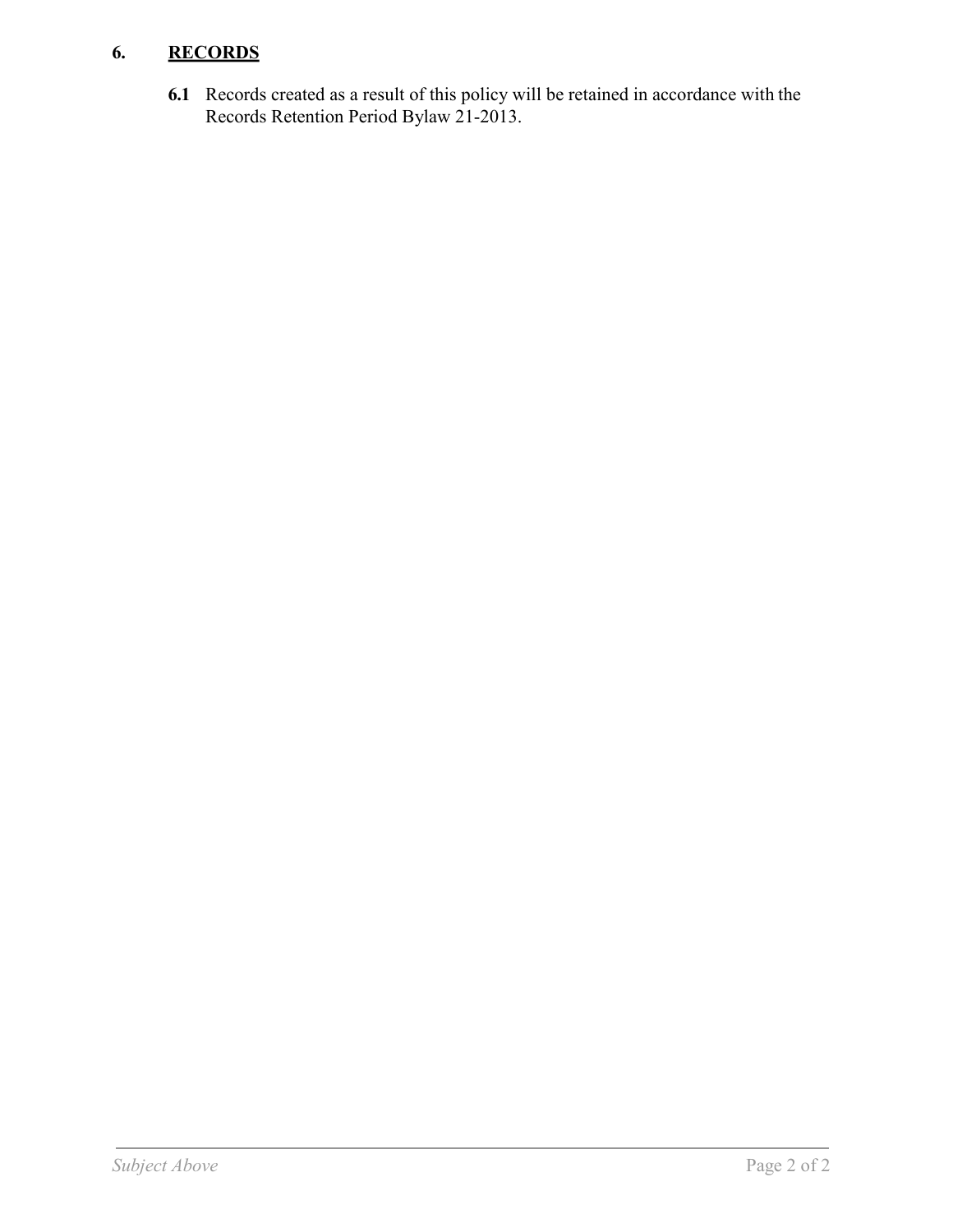## 6. RECORDS

**6.1** Records created as a result of this policy will be retained in accordance with the Records Retention Period Bylaw 21-2013.